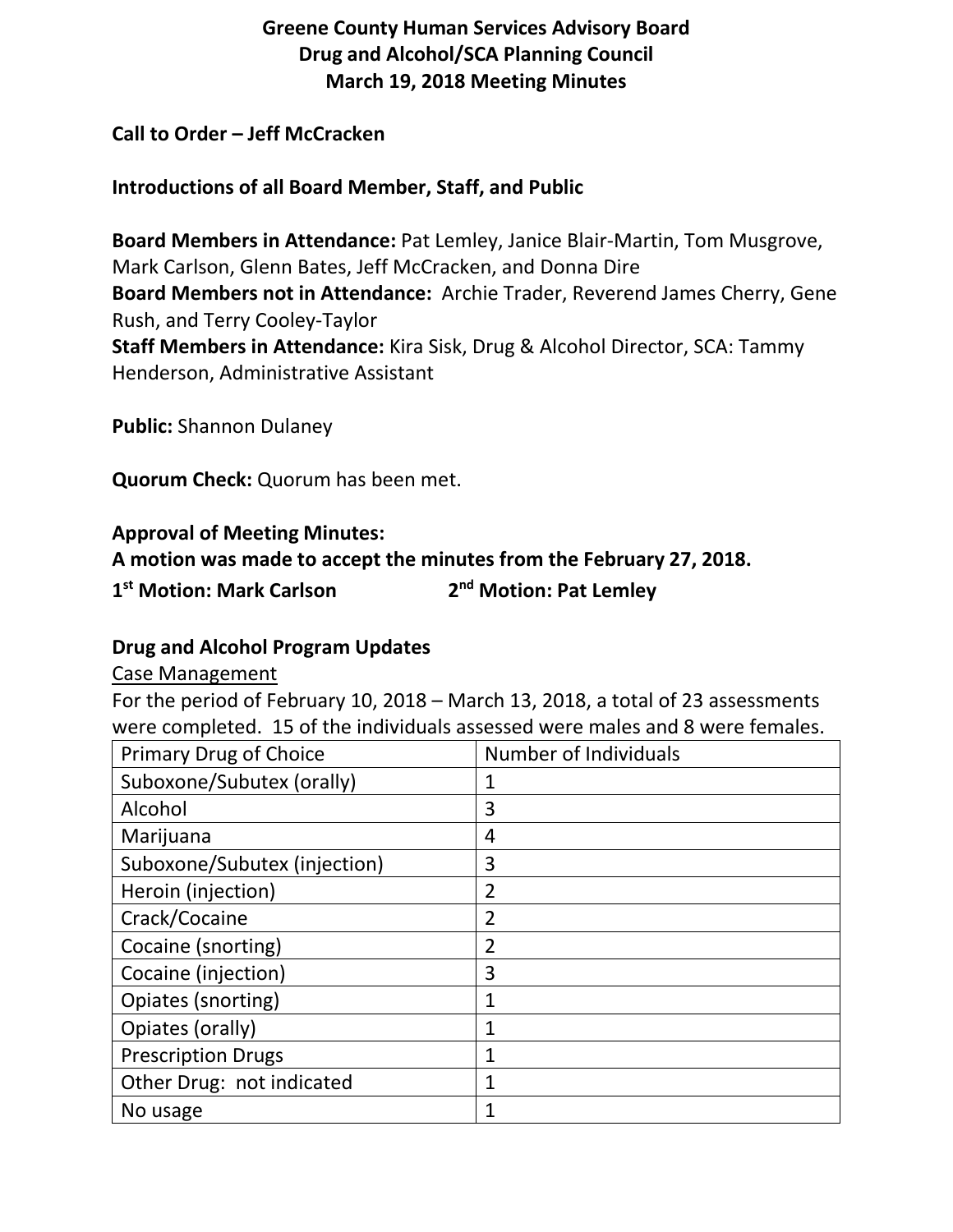# Greene County Human Services Advisory Board
## Drug and Alcohol/SCA Planning Council
## March 19, 2018 Meeting Minutes

**Call to Order – Jeff McCracken**

**Introductions of all Board Member, Staff, and Public**

**Board Members in Attendance:** Pat Lemley, Janice Blair-Martin, Tom Musgrove, Mark Carlson, Glenn Bates, Jeff McCracken, and Donna Dire
**Board Members not in Attendance:** Archie Trader, Reverend James Cherry, Gene Rush, and Terry Cooley-Taylor
**Staff Members in Attendance:** Kira Sisk, Drug & Alcohol Director, SCA: Tammy Henderson, Administrative Assistant

**Public:** Shannon Dulaney

**Quorum Check:** Quorum has been met.

**Approval of Meeting Minutes:**
**A motion was made to accept the minutes from the February 27, 2018.**
**1st Motion: Mark Carlson** **2nd Motion: Pat Lemley**

**Drug and Alcohol Program Updates**

Case Management

For the period of February 10, 2018 – March 13, 2018, a total of 23 assessments were completed. 15 of the individuals assessed were males and 8 were females.

| Primary Drug of Choice | Number of Individuals |
|---|---|
| Suboxone/Subutex (orally) | 1 |
| Alcohol | 3 |
| Marijuana | 4 |
| Suboxone/Subutex (injection) | 3 |
| Heroin (injection) | 2 |
| Crack/Cocaine | 2 |
| Cocaine (snorting) | 2 |
| Cocaine (injection) | 3 |
| Opiates (snorting) | 1 |
| Opiates (orally) | 1 |
| Prescription Drugs | 1 |
| Other Drug: not indicated | 1 |
| No usage | 1 |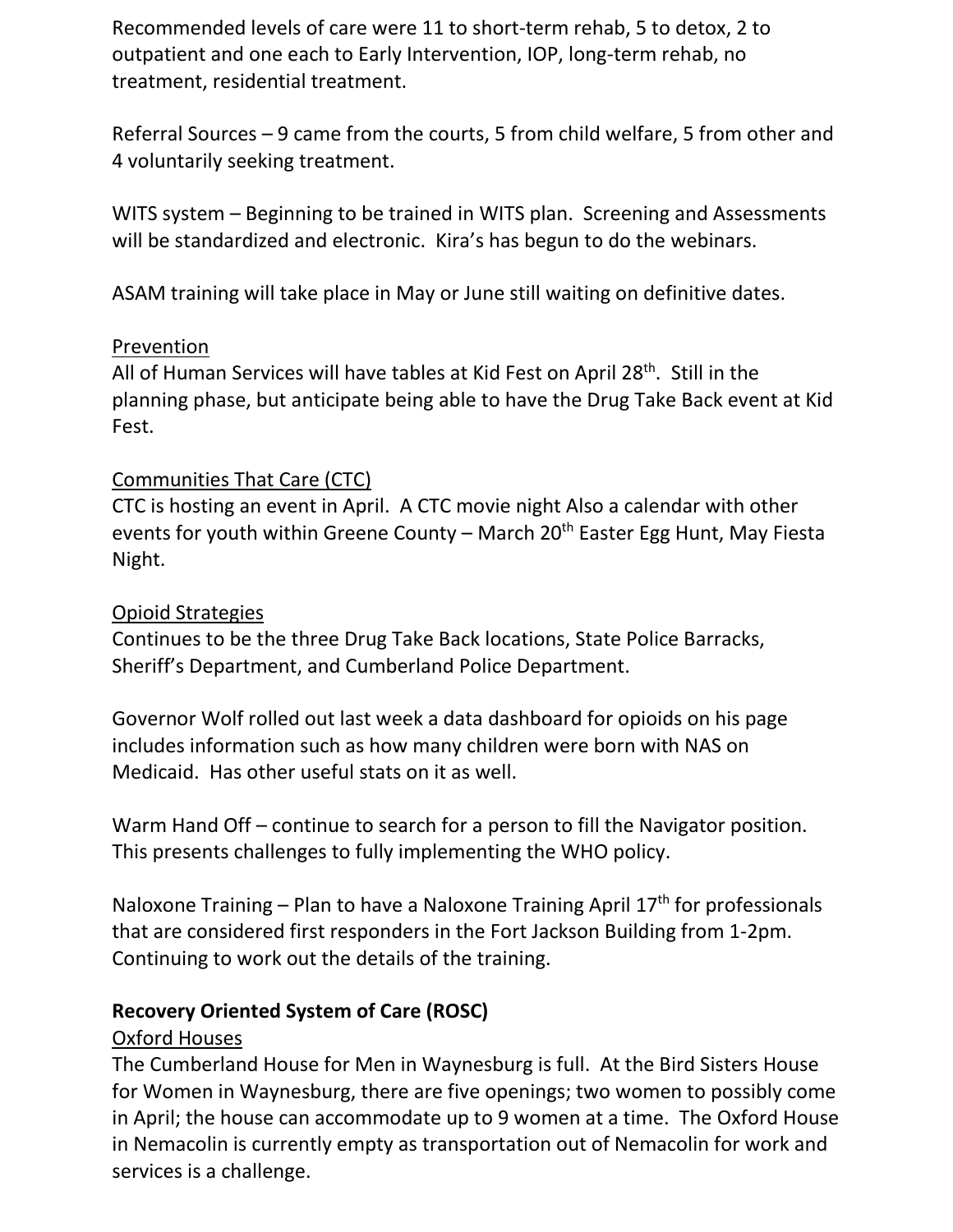Recommended levels of care were 11 to short-term rehab, 5 to detox, 2 to outpatient and one each to Early Intervention, IOP, long-term rehab, no treatment, residential treatment.

Referral Sources – 9 came from the courts, 5 from child welfare, 5 from other and 4 voluntarily seeking treatment.

WITS system – Beginning to be trained in WITS plan. Screening and Assessments will be standardized and electronic. Kira's has begun to do the webinars.

ASAM training will take place in May or June still waiting on definitive dates.

<u>Prevention</u>

All of Human Services will have tables at Kid Fest on April 28th. Still in the planning phase, but anticipate being able to have the Drug Take Back event at Kid Fest.

<u>Communities That Care (CTC)</u>

CTC is hosting an event in April. A CTC movie night Also a calendar with other events for youth within Greene County – March 20th Easter Egg Hunt, May Fiesta Night.

<u>Opioid Strategies</u>

Continues to be the three Drug Take Back locations, State Police Barracks, Sheriff's Department, and Cumberland Police Department.

Governor Wolf rolled out last week a data dashboard for opioids on his page includes information such as how many children were born with NAS on Medicaid. Has other useful stats on it as well.

Warm Hand Off – continue to search for a person to fill the Navigator position. This presents challenges to fully implementing the WHO policy.

Naloxone Training – Plan to have a Naloxone Training April 17th for professionals that are considered first responders in the Fort Jackson Building from 1-2pm. Continuing to work out the details of the training.

**Recovery Oriented System of Care (ROSC)**

<u>Oxford Houses</u>

The Cumberland House for Men in Waynesburg is full. At the Bird Sisters House for Women in Waynesburg, there are five openings; two women to possibly come in April; the house can accommodate up to 9 women at a time. The Oxford House in Nemacolin is currently empty as transportation out of Nemacolin for work and services is a challenge.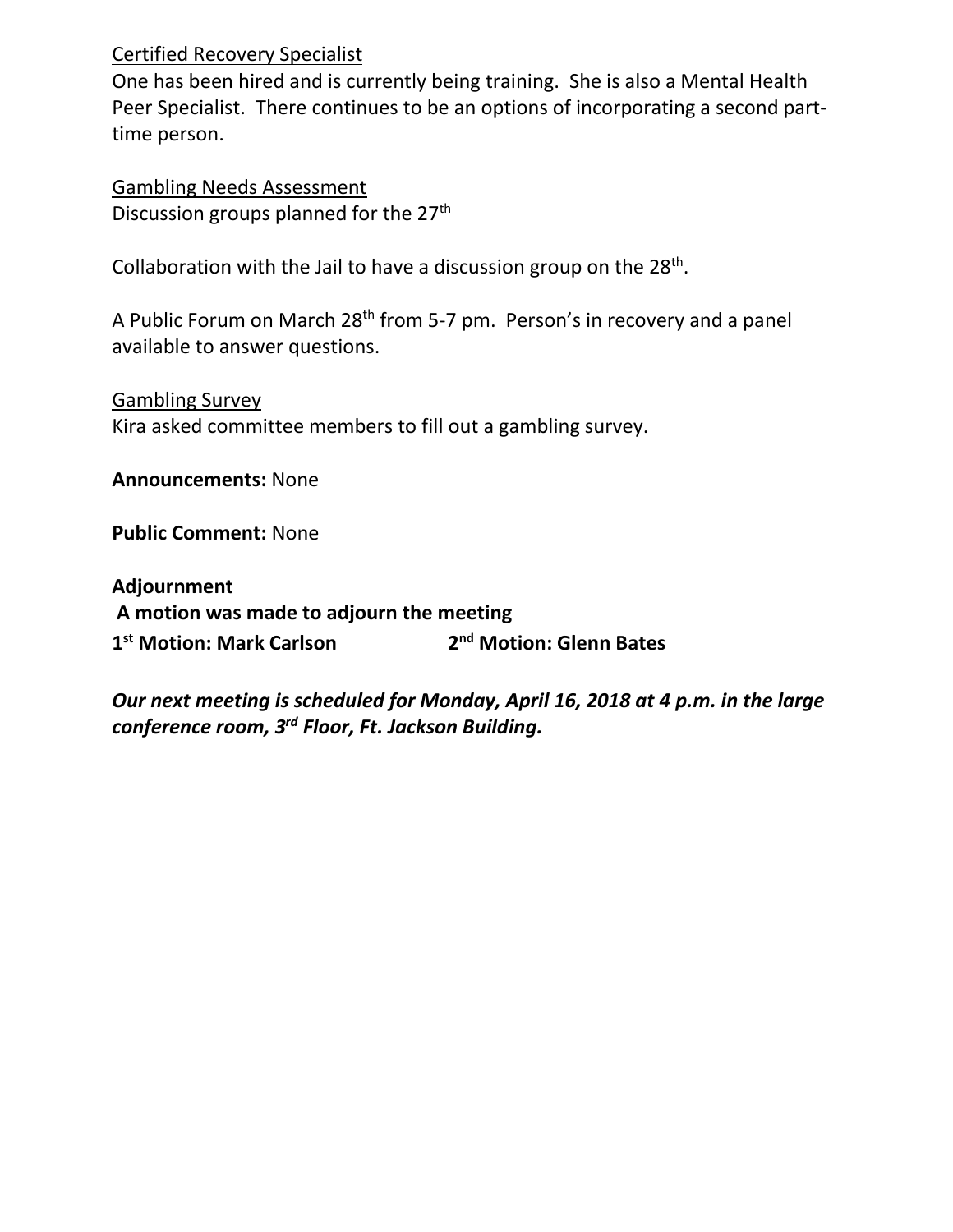<u>Certified Recovery Specialist</u>
One has been hired and is currently being training. She is also a Mental Health Peer Specialist. There continues to be an options of incorporating a second part-time person.

<u>Gambling Needs Assessment</u>
Discussion groups planned for the 27th

Collaboration with the Jail to have a discussion group on the 28th.

A Public Forum on March 28th from 5-7 pm. Person's in recovery and a panel available to answer questions.

<u>Gambling Survey</u>
Kira asked committee members to fill out a gambling survey.

**Announcements:** None

**Public Comment:** None

**Adjournment**
**A motion was made to adjourn the meeting**
**1st Motion: Mark Carlson 2nd Motion: Glenn Bates**

***Our next meeting is scheduled for Monday, April 16, 2018 at 4 p.m. in the large conference room, 3rd Floor, Ft. Jackson Building.***